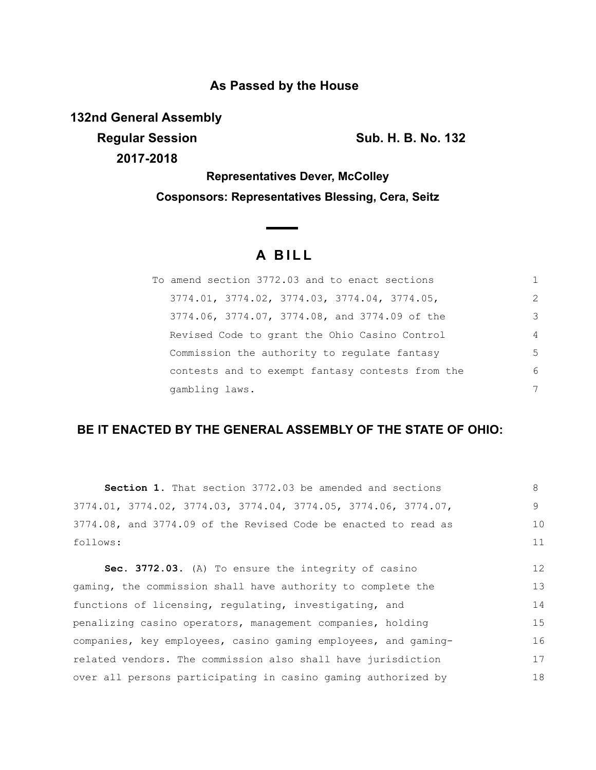**As Passed by the House**

**132nd General Assembly**

**Regular Session**

**2017-2018**

**Sub. H. B. No. 132**

**Representatives Dever, McColley**

**Cosponsors: Representatives Blessing, Cera, Seitz**

# A BILL

To amend section 3772.03 and to enact sections 3774.01, 3774.02, 3774.03, 3774.04, 3774.05, 3774.06, 3774.07, 3774.08, and 3774.09 of the Revised Code to grant the Ohio Casino Control Commission the authority to regulate fantasy contests and to exempt fantasy contests from the gambling laws.

## BE IT ENACTED BY THE GENERAL ASSEMBLY OF THE STATE OF OHIO:

**Section 1.** That section 3772.03 be amended and sections 3774.01, 3774.02, 3774.03, 3774.04, 3774.05, 3774.06, 3774.07, 3774.08, and 3774.09 of the Revised Code be enacted to read as follows:

**Sec. 3772.03.** (A) To ensure the integrity of casino gaming, the commission shall have authority to complete the functions of licensing, regulating, investigating, and penalizing casino operators, management companies, holding companies, key employees, casino gaming employees, and gaming-related vendors. The commission also shall have jurisdiction over all persons participating in casino gaming authorized by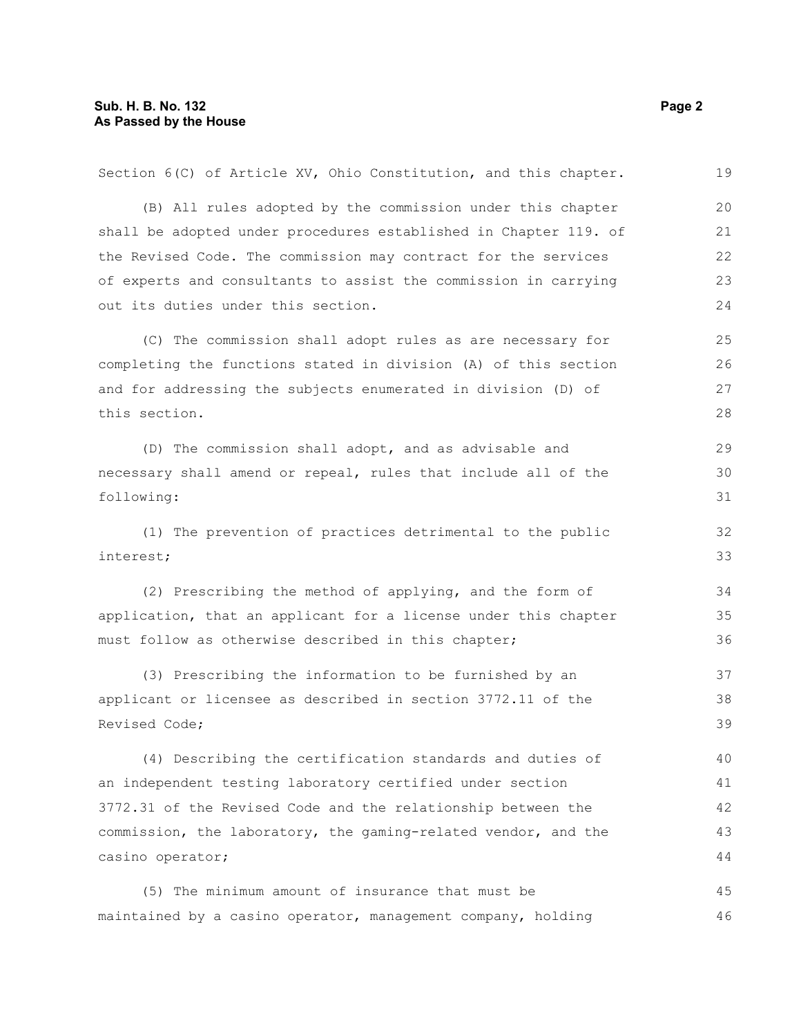Section 6(C) of Article XV, Ohio Constitution, and this chapter.

(B) All rules adopted by the commission under this chapter shall be adopted under procedures established in Chapter 119. of the Revised Code. The commission may contract for the services of experts and consultants to assist the commission in carrying out its duties under this section.

(C) The commission shall adopt rules as are necessary for completing the functions stated in division (A) of this section and for addressing the subjects enumerated in division (D) of this section.

(D) The commission shall adopt, and as advisable and necessary shall amend or repeal, rules that include all of the following:

(1) The prevention of practices detrimental to the public interest;

(2) Prescribing the method of applying, and the form of application, that an applicant for a license under this chapter must follow as otherwise described in this chapter;

(3) Prescribing the information to be furnished by an applicant or licensee as described in section 3772.11 of the Revised Code;

(4) Describing the certification standards and duties of an independent testing laboratory certified under section 3772.31 of the Revised Code and the relationship between the commission, the laboratory, the gaming-related vendor, and the casino operator;

(5) The minimum amount of insurance that must be maintained by a casino operator, management company, holding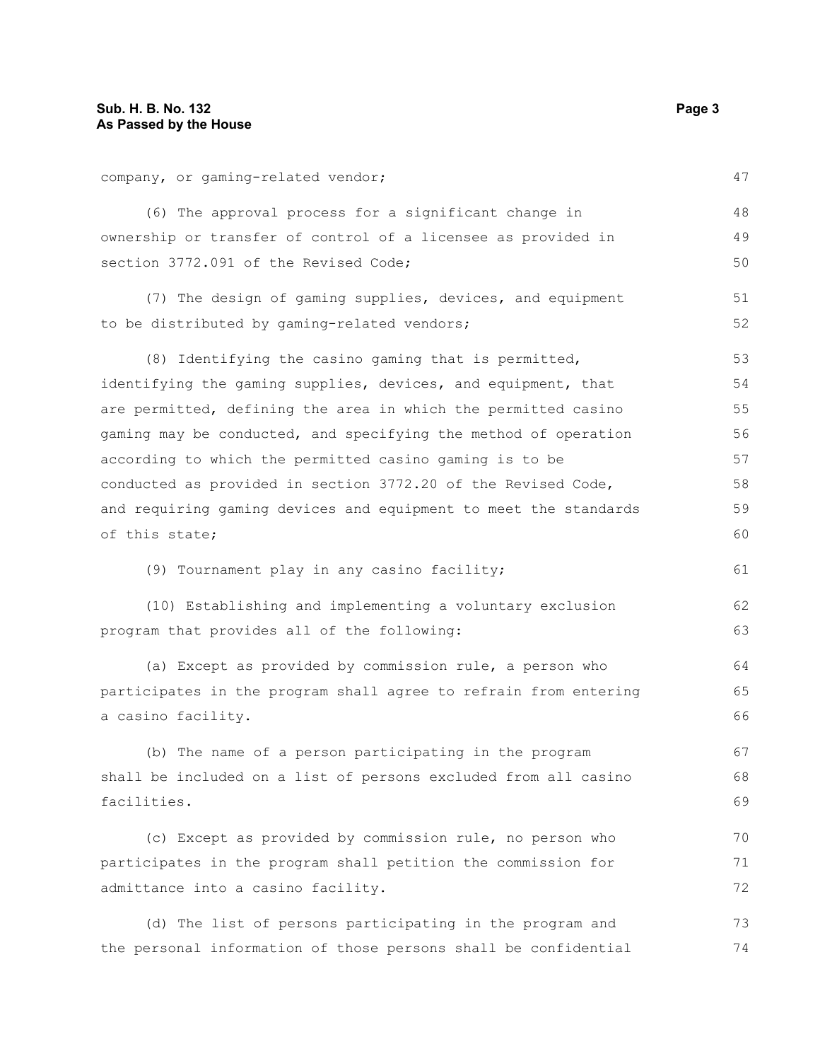company, or gaming-related vendor;

(6) The approval process for a significant change in ownership or transfer of control of a licensee as provided in section 3772.091 of the Revised Code;

(7) The design of gaming supplies, devices, and equipment to be distributed by gaming-related vendors;

(8) Identifying the casino gaming that is permitted, identifying the gaming supplies, devices, and equipment, that are permitted, defining the area in which the permitted casino gaming may be conducted, and specifying the method of operation according to which the permitted casino gaming is to be conducted as provided in section 3772.20 of the Revised Code, and requiring gaming devices and equipment to meet the standards of this state;

(9) Tournament play in any casino facility;

(10) Establishing and implementing a voluntary exclusion program that provides all of the following:

(a) Except as provided by commission rule, a person who participates in the program shall agree to refrain from entering a casino facility.

(b) The name of a person participating in the program shall be included on a list of persons excluded from all casino facilities.

(c) Except as provided by commission rule, no person who participates in the program shall petition the commission for admittance into a casino facility.

(d) The list of persons participating in the program and the personal information of those persons shall be confidential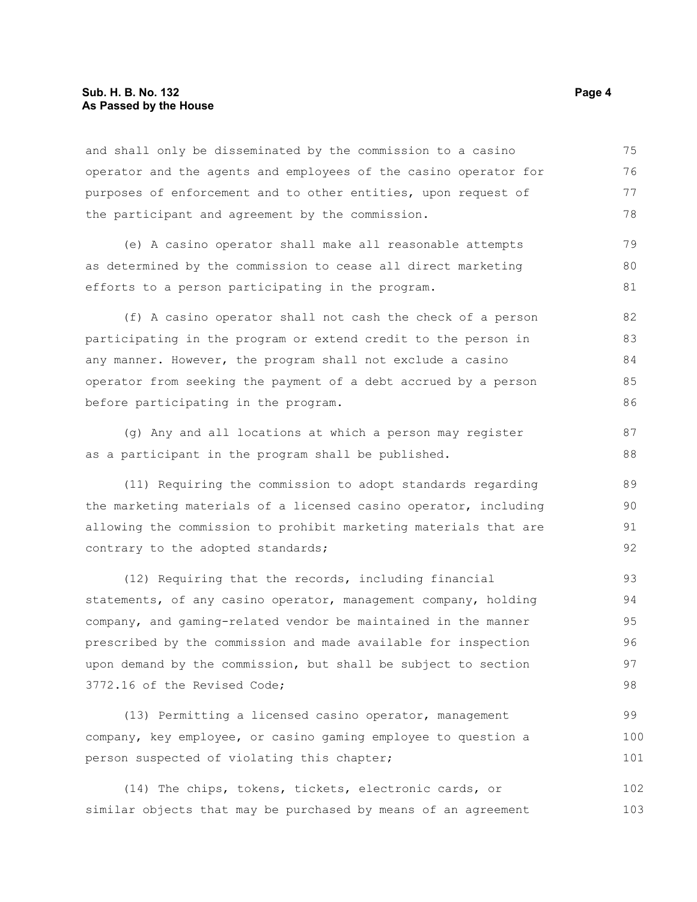and shall only be disseminated by the commission to a casino operator and the agents and employees of the casino operator for purposes of enforcement and to other entities, upon request of the participant and agreement by the commission.

(e) A casino operator shall make all reasonable attempts as determined by the commission to cease all direct marketing efforts to a person participating in the program.

(f) A casino operator shall not cash the check of a person participating in the program or extend credit to the person in any manner. However, the program shall not exclude a casino operator from seeking the payment of a debt accrued by a person before participating in the program.

(g) Any and all locations at which a person may register as a participant in the program shall be published.

(11) Requiring the commission to adopt standards regarding the marketing materials of a licensed casino operator, including allowing the commission to prohibit marketing materials that are contrary to the adopted standards;

(12) Requiring that the records, including financial statements, of any casino operator, management company, holding company, and gaming-related vendor be maintained in the manner prescribed by the commission and made available for inspection upon demand by the commission, but shall be subject to section 3772.16 of the Revised Code;

(13) Permitting a licensed casino operator, management company, key employee, or casino gaming employee to question a person suspected of violating this chapter;

(14) The chips, tokens, tickets, electronic cards, or similar objects that may be purchased by means of an agreement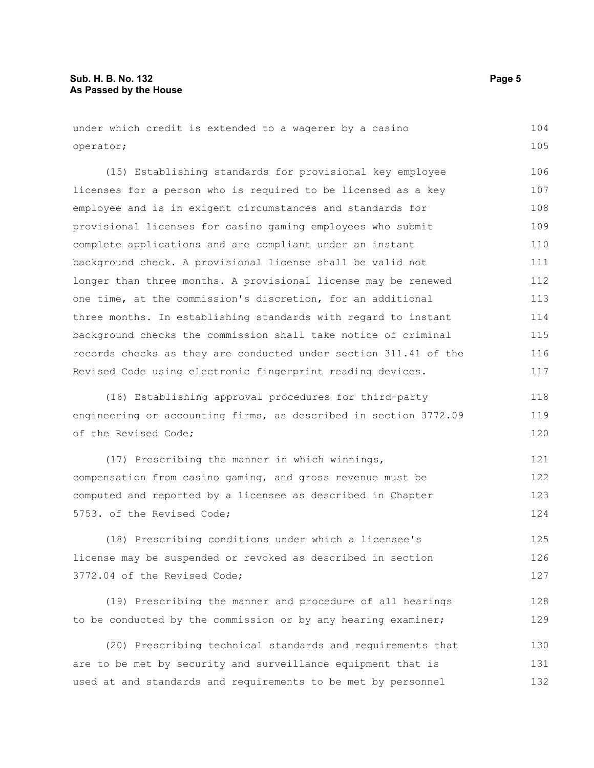under which credit is extended to a wagerer by a casino operator;

(15) Establishing standards for provisional key employee licenses for a person who is required to be licensed as a key employee and is in exigent circumstances and standards for provisional licenses for casino gaming employees who submit complete applications and are compliant under an instant background check. A provisional license shall be valid not longer than three months. A provisional license may be renewed one time, at the commission's discretion, for an additional three months. In establishing standards with regard to instant background checks the commission shall take notice of criminal records checks as they are conducted under section 311.41 of the Revised Code using electronic fingerprint reading devices.

(16) Establishing approval procedures for third-party engineering or accounting firms, as described in section 3772.09 of the Revised Code;

(17) Prescribing the manner in which winnings, compensation from casino gaming, and gross revenue must be computed and reported by a licensee as described in Chapter 5753. of the Revised Code;

(18) Prescribing conditions under which a licensee's license may be suspended or revoked as described in section 3772.04 of the Revised Code;

(19) Prescribing the manner and procedure of all hearings to be conducted by the commission or by any hearing examiner;

(20) Prescribing technical standards and requirements that are to be met by security and surveillance equipment that is used at and standards and requirements to be met by personnel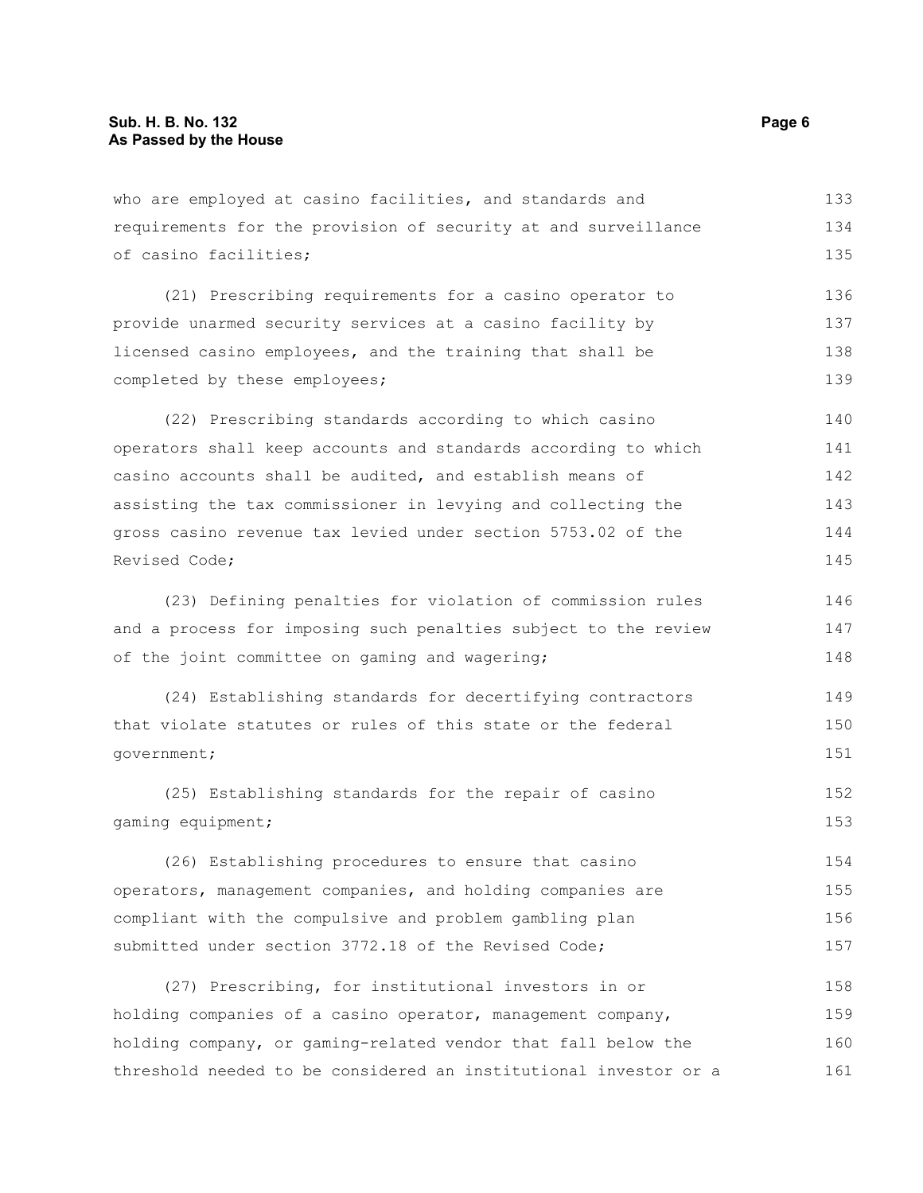who are employed at casino facilities, and standards and requirements for the provision of security at and surveillance of casino facilities;

(21) Prescribing requirements for a casino operator to provide unarmed security services at a casino facility by licensed casino employees, and the training that shall be completed by these employees;

(22) Prescribing standards according to which casino operators shall keep accounts and standards according to which casino accounts shall be audited, and establish means of assisting the tax commissioner in levying and collecting the gross casino revenue tax levied under section 5753.02 of the Revised Code;

(23) Defining penalties for violation of commission rules and a process for imposing such penalties subject to the review of the joint committee on gaming and wagering;

(24) Establishing standards for decertifying contractors that violate statutes or rules of this state or the federal government;

(25) Establishing standards for the repair of casino gaming equipment;

(26) Establishing procedures to ensure that casino operators, management companies, and holding companies are compliant with the compulsive and problem gambling plan submitted under section 3772.18 of the Revised Code;

(27) Prescribing, for institutional investors in or holding companies of a casino operator, management company, holding company, or gaming-related vendor that fall below the threshold needed to be considered an institutional investor or a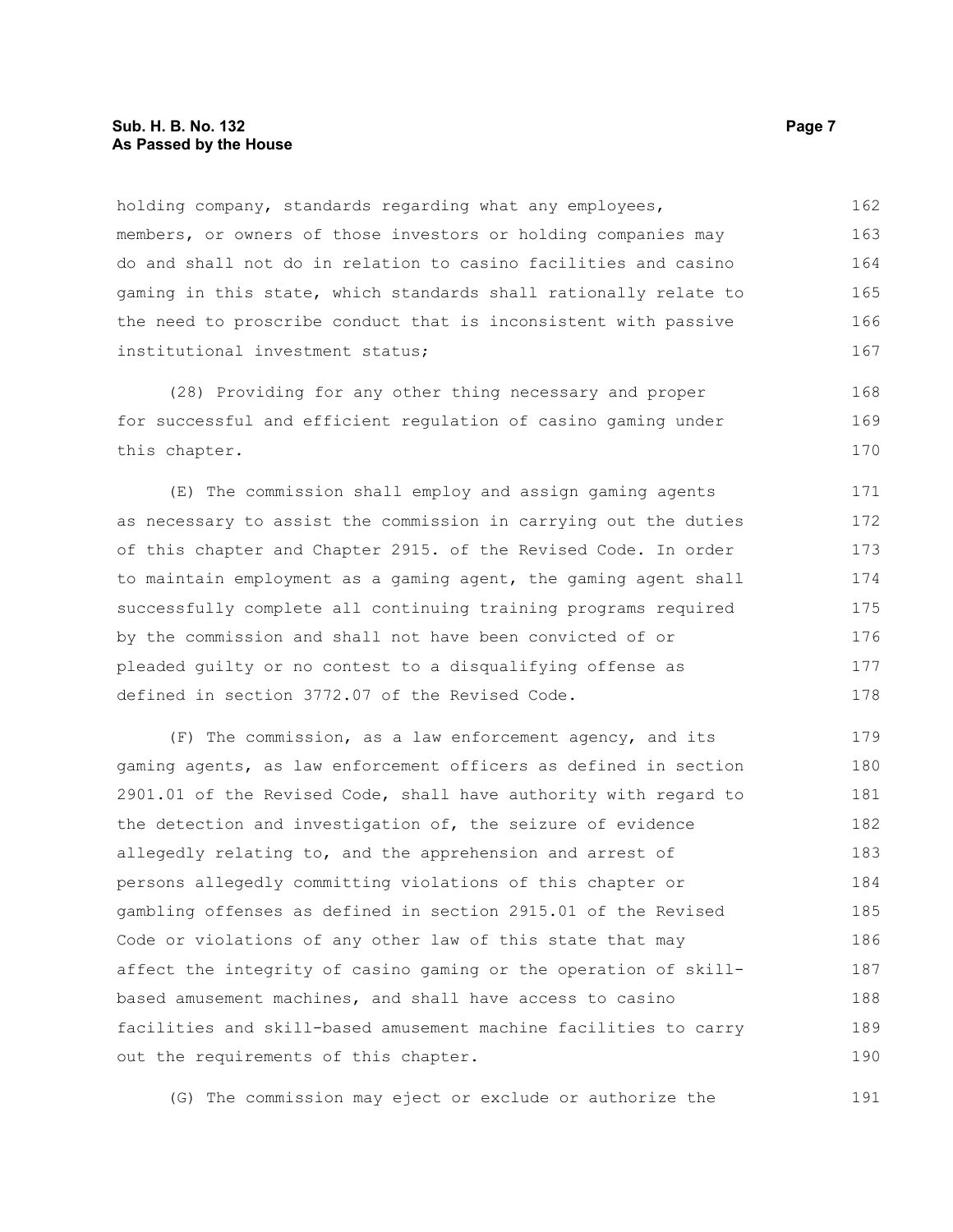holding company, standards regarding what any employees, members, or owners of those investors or holding companies may do and shall not do in relation to casino facilities and casino gaming in this state, which standards shall rationally relate to the need to proscribe conduct that is inconsistent with passive institutional investment status;

(28) Providing for any other thing necessary and proper for successful and efficient regulation of casino gaming under this chapter.

(E) The commission shall employ and assign gaming agents as necessary to assist the commission in carrying out the duties of this chapter and Chapter 2915. of the Revised Code. In order to maintain employment as a gaming agent, the gaming agent shall successfully complete all continuing training programs required by the commission and shall not have been convicted of or pleaded guilty or no contest to a disqualifying offense as defined in section 3772.07 of the Revised Code.

(F) The commission, as a law enforcement agency, and its gaming agents, as law enforcement officers as defined in section 2901.01 of the Revised Code, shall have authority with regard to the detection and investigation of, the seizure of evidence allegedly relating to, and the apprehension and arrest of persons allegedly committing violations of this chapter or gambling offenses as defined in section 2915.01 of the Revised Code or violations of any other law of this state that may affect the integrity of casino gaming or the operation of skill-based amusement machines, and shall have access to casino facilities and skill-based amusement machine facilities to carry out the requirements of this chapter.

(G) The commission may eject or exclude or authorize the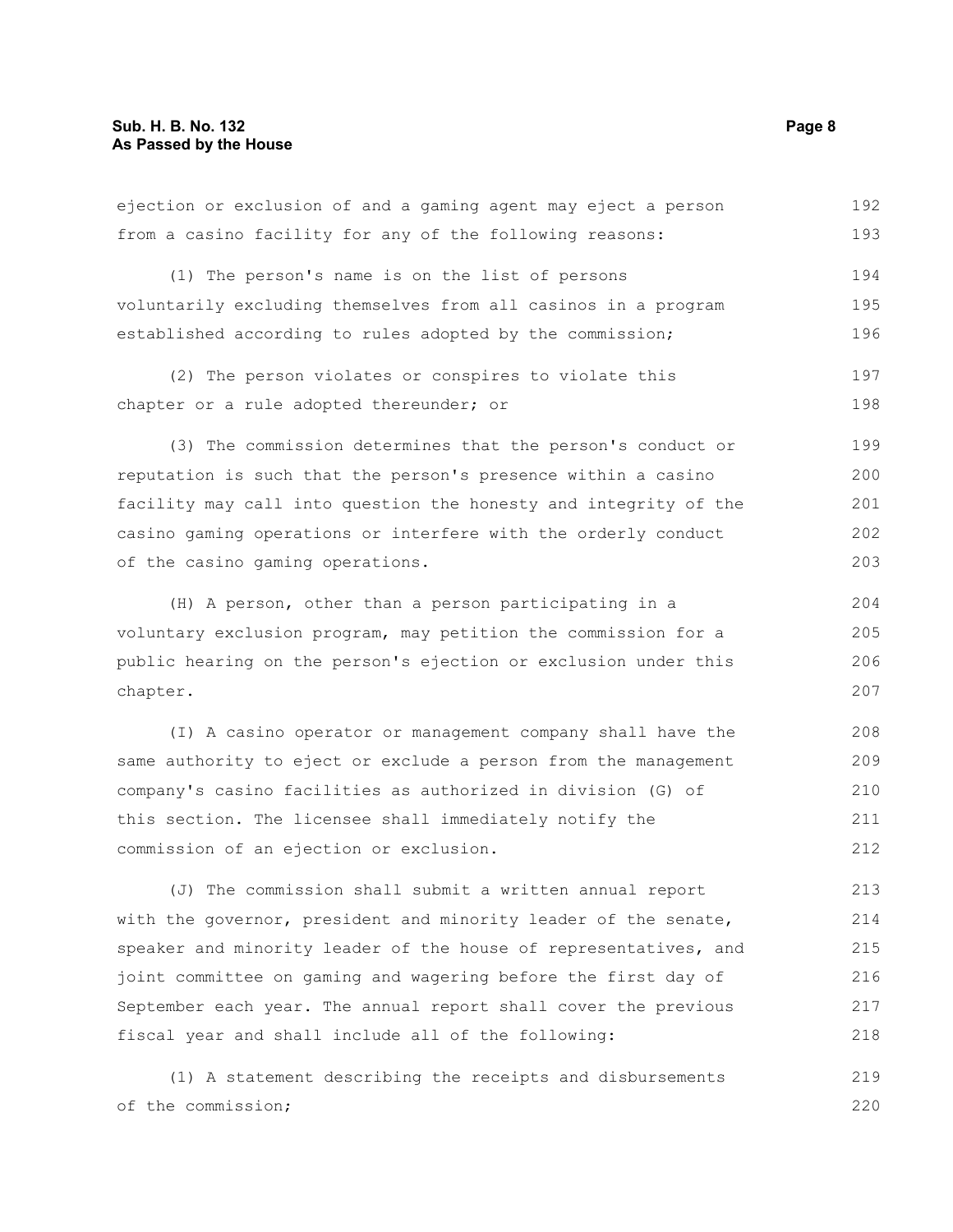ejection or exclusion of and a gaming agent may eject a person from a casino facility for any of the following reasons:

(1) The person's name is on the list of persons voluntarily excluding themselves from all casinos in a program established according to rules adopted by the commission;

(2) The person violates or conspires to violate this chapter or a rule adopted thereunder; or

(3) The commission determines that the person's conduct or reputation is such that the person's presence within a casino facility may call into question the honesty and integrity of the casino gaming operations or interfere with the orderly conduct of the casino gaming operations.

(H) A person, other than a person participating in a voluntary exclusion program, may petition the commission for a public hearing on the person's ejection or exclusion under this chapter.

(I) A casino operator or management company shall have the same authority to eject or exclude a person from the management company's casino facilities as authorized in division (G) of this section. The licensee shall immediately notify the commission of an ejection or exclusion.

(J) The commission shall submit a written annual report with the governor, president and minority leader of the senate, speaker and minority leader of the house of representatives, and joint committee on gaming and wagering before the first day of September each year. The annual report shall cover the previous fiscal year and shall include all of the following:

(1) A statement describing the receipts and disbursements of the commission;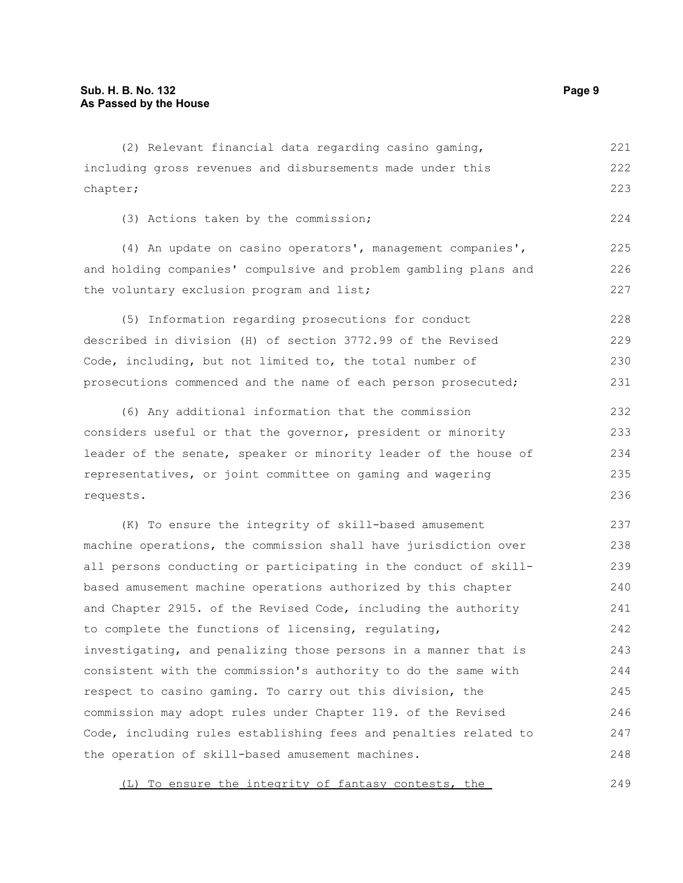(2) Relevant financial data regarding casino gaming, including gross revenues and disbursements made under this chapter;

(3) Actions taken by the commission;

(4) An update on casino operators', management companies', and holding companies' compulsive and problem gambling plans and the voluntary exclusion program and list;

(5) Information regarding prosecutions for conduct described in division (H) of section 3772.99 of the Revised Code, including, but not limited to, the total number of prosecutions commenced and the name of each person prosecuted;

(6) Any additional information that the commission considers useful or that the governor, president or minority leader of the senate, speaker or minority leader of the house of representatives, or joint committee on gaming and wagering requests.

(K) To ensure the integrity of skill-based amusement machine operations, the commission shall have jurisdiction over all persons conducting or participating in the conduct of skill-based amusement machine operations authorized by this chapter and Chapter 2915. of the Revised Code, including the authority to complete the functions of licensing, regulating, investigating, and penalizing those persons in a manner that is consistent with the commission's authority to do the same with respect to casino gaming. To carry out this division, the commission may adopt rules under Chapter 119. of the Revised Code, including rules establishing fees and penalties related to the operation of skill-based amusement machines.

<u>(L) To ensure the integrity of fantasy contests, the</u>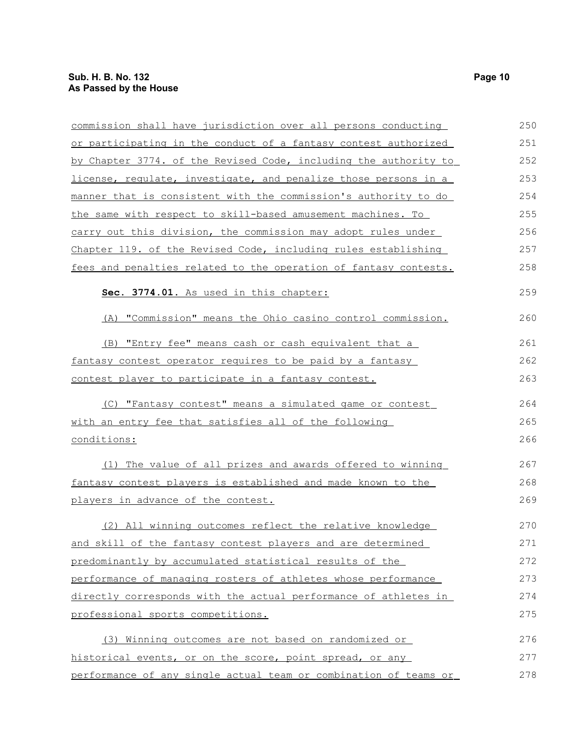commission shall have jurisdiction over all persons conducting or participating in the conduct of a fantasy contest authorized by Chapter 3774. of the Revised Code, including the authority to license, regulate, investigate, and penalize those persons in a manner that is consistent with the commission's authority to do the same with respect to skill-based amusement machines. To carry out this division, the commission may adopt rules under Chapter 119. of the Revised Code, including rules establishing fees and penalties related to the operation of fantasy contests.

**Sec. 3774.01.** As used in this chapter:

(A) "Commission" means the Ohio casino control commission.

(B) "Entry fee" means cash or cash equivalent that a fantasy contest operator requires to be paid by a fantasy contest player to participate in a fantasy contest.

(C) "Fantasy contest" means a simulated game or contest with an entry fee that satisfies all of the following conditions:

(1) The value of all prizes and awards offered to winning fantasy contest players is established and made known to the players in advance of the contest.

(2) All winning outcomes reflect the relative knowledge and skill of the fantasy contest players and are determined predominantly by accumulated statistical results of the performance of managing rosters of athletes whose performance directly corresponds with the actual performance of athletes in professional sports competitions.

(3) Winning outcomes are not based on randomized or historical events, or on the score, point spread, or any performance of any single actual team or combination of teams or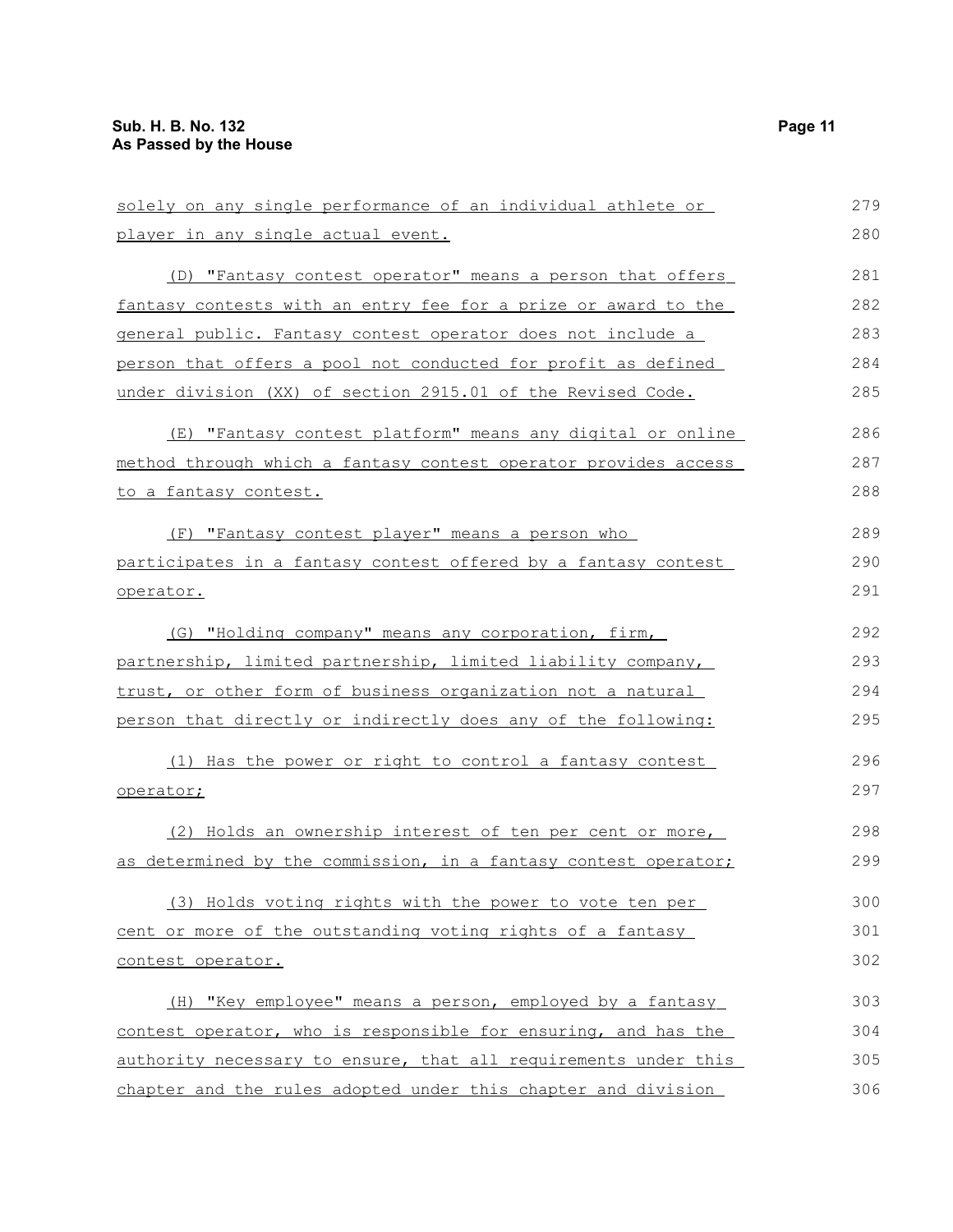solely on any single performance of an individual athlete or player in any single actual event.

(D) "Fantasy contest operator" means a person that offers fantasy contests with an entry fee for a prize or award to the general public. Fantasy contest operator does not include a person that offers a pool not conducted for profit as defined under division (XX) of section 2915.01 of the Revised Code.

(E) "Fantasy contest platform" means any digital or online method through which a fantasy contest operator provides access to a fantasy contest.

(F) "Fantasy contest player" means a person who participates in a fantasy contest offered by a fantasy contest operator.

(G) "Holding company" means any corporation, firm, partnership, limited partnership, limited liability company, trust, or other form of business organization not a natural person that directly or indirectly does any of the following:

(1) Has the power or right to control a fantasy contest operator;

(2) Holds an ownership interest of ten per cent or more, as determined by the commission, in a fantasy contest operator;

(3) Holds voting rights with the power to vote ten per cent or more of the outstanding voting rights of a fantasy contest operator.

(H) "Key employee" means a person, employed by a fantasy contest operator, who is responsible for ensuring, and has the authority necessary to ensure, that all requirements under this chapter and the rules adopted under this chapter and division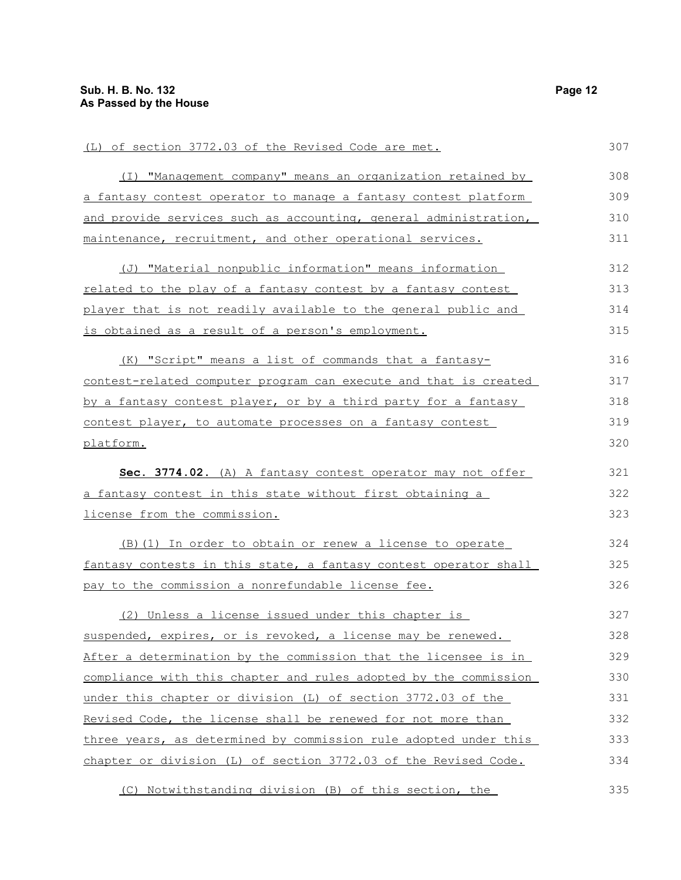(L) of section 3772.03 of the Revised Code are met.

(I) "Management company" means an organization retained by a fantasy contest operator to manage a fantasy contest platform and provide services such as accounting, general administration, maintenance, recruitment, and other operational services.

(J) "Material nonpublic information" means information related to the play of a fantasy contest by a fantasy contest player that is not readily available to the general public and is obtained as a result of a person's employment.

(K) "Script" means a list of commands that a fantasy-contest-related computer program can execute and that is created by a fantasy contest player, or by a third party for a fantasy contest player, to automate processes on a fantasy contest platform.

**Sec. 3774.02.** (A) A fantasy contest operator may not offer a fantasy contest in this state without first obtaining a license from the commission.

(B)(1) In order to obtain or renew a license to operate fantasy contests in this state, a fantasy contest operator shall pay to the commission a nonrefundable license fee.

(2) Unless a license issued under this chapter is suspended, expires, or is revoked, a license may be renewed. After a determination by the commission that the licensee is in compliance with this chapter and rules adopted by the commission under this chapter or division (L) of section 3772.03 of the Revised Code, the license shall be renewed for not more than three years, as determined by commission rule adopted under this chapter or division (L) of section 3772.03 of the Revised Code.

(C) Notwithstanding division (B) of this section, the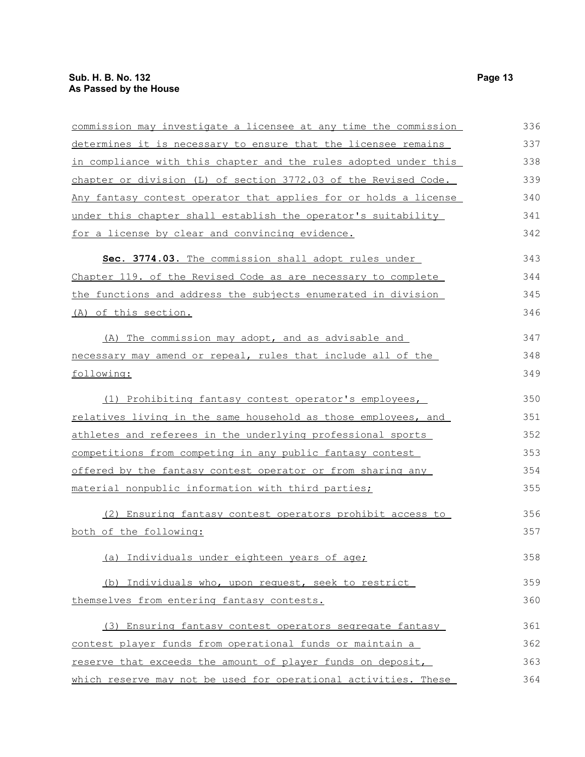commission may investigate a licensee at any time the commission determines it is necessary to ensure that the licensee remains in compliance with this chapter and the rules adopted under this chapter or division (L) of section 3772.03 of the Revised Code. Any fantasy contest operator that applies for or holds a license under this chapter shall establish the operator's suitability for a license by clear and convincing evidence.

**Sec. 3774.03.** The commission shall adopt rules under Chapter 119. of the Revised Code as are necessary to complete the functions and address the subjects enumerated in division (A) of this section.

(A) The commission may adopt, and as advisable and necessary may amend or repeal, rules that include all of the following:

(1) Prohibiting fantasy contest operator's employees, relatives living in the same household as those employees, and athletes and referees in the underlying professional sports competitions from competing in any public fantasy contest offered by the fantasy contest operator or from sharing any material nonpublic information with third parties;

(2) Ensuring fantasy contest operators prohibit access to both of the following:

(a) Individuals under eighteen years of age;

(b) Individuals who, upon request, seek to restrict themselves from entering fantasy contests.

(3) Ensuring fantasy contest operators segregate fantasy contest player funds from operational funds or maintain a reserve that exceeds the amount of player funds on deposit, which reserve may not be used for operational activities. These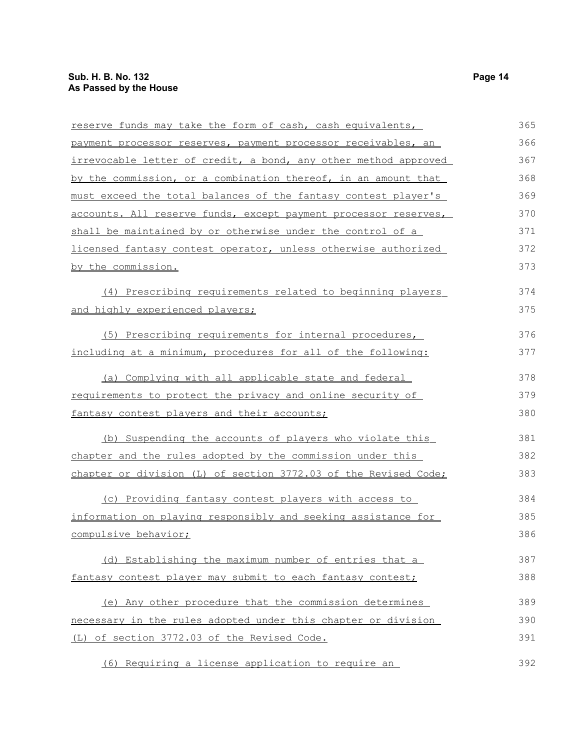reserve funds may take the form of cash, cash equivalents, payment processor reserves, payment processor receivables, an irrevocable letter of credit, a bond, any other method approved by the commission, or a combination thereof, in an amount that must exceed the total balances of the fantasy contest player's accounts. All reserve funds, except payment processor reserves, shall be maintained by or otherwise under the control of a licensed fantasy contest operator, unless otherwise authorized by the commission.

(4) Prescribing requirements related to beginning players and highly experienced players;

(5) Prescribing requirements for internal procedures, including at a minimum, procedures for all of the following:

(a) Complying with all applicable state and federal requirements to protect the privacy and online security of fantasy contest players and their accounts;

(b) Suspending the accounts of players who violate this chapter and the rules adopted by the commission under this chapter or division (L) of section 3772.03 of the Revised Code;

(c) Providing fantasy contest players with access to information on playing responsibly and seeking assistance for compulsive behavior;

(d) Establishing the maximum number of entries that a fantasy contest player may submit to each fantasy contest;

(e) Any other procedure that the commission determines necessary in the rules adopted under this chapter or division (L) of section 3772.03 of the Revised Code.

(6) Requiring a license application to require an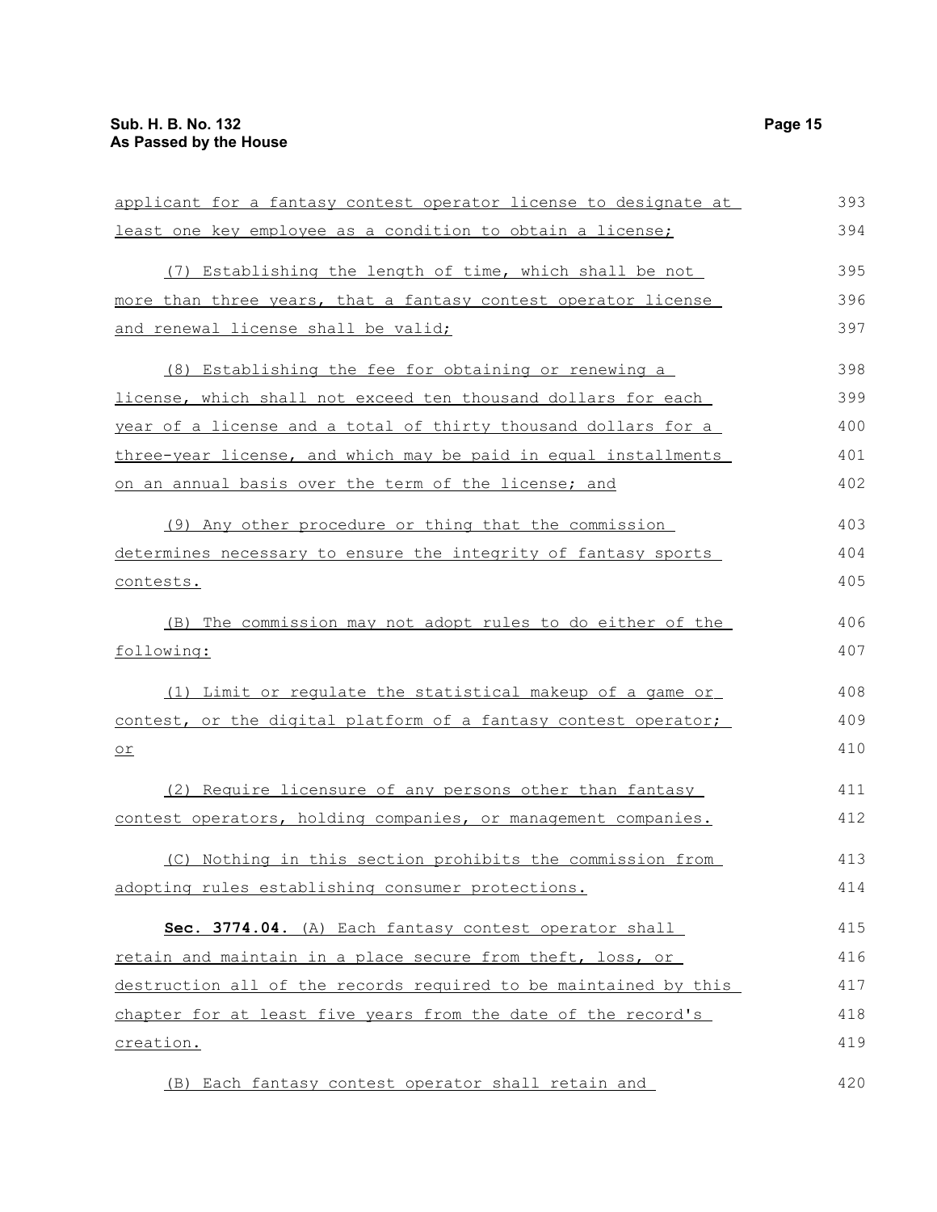applicant for a fantasy contest operator license to designate at least one key employee as a condition to obtain a license;

(7) Establishing the length of time, which shall be not more than three years, that a fantasy contest operator license and renewal license shall be valid;

(8) Establishing the fee for obtaining or renewing a license, which shall not exceed ten thousand dollars for each year of a license and a total of thirty thousand dollars for a three-year license, and which may be paid in equal installments on an annual basis over the term of the license; and

(9) Any other procedure or thing that the commission determines necessary to ensure the integrity of fantasy sports contests.

(B) The commission may not adopt rules to do either of the following:

(1) Limit or regulate the statistical makeup of a game or contest, or the digital platform of a fantasy contest operator; or

(2) Require licensure of any persons other than fantasy contest operators, holding companies, or management companies.

(C) Nothing in this section prohibits the commission from adopting rules establishing consumer protections.

**Sec. 3774.04.** (A) Each fantasy contest operator shall retain and maintain in a place secure from theft, loss, or destruction all of the records required to be maintained by this chapter for at least five years from the date of the record's creation.

(B) Each fantasy contest operator shall retain and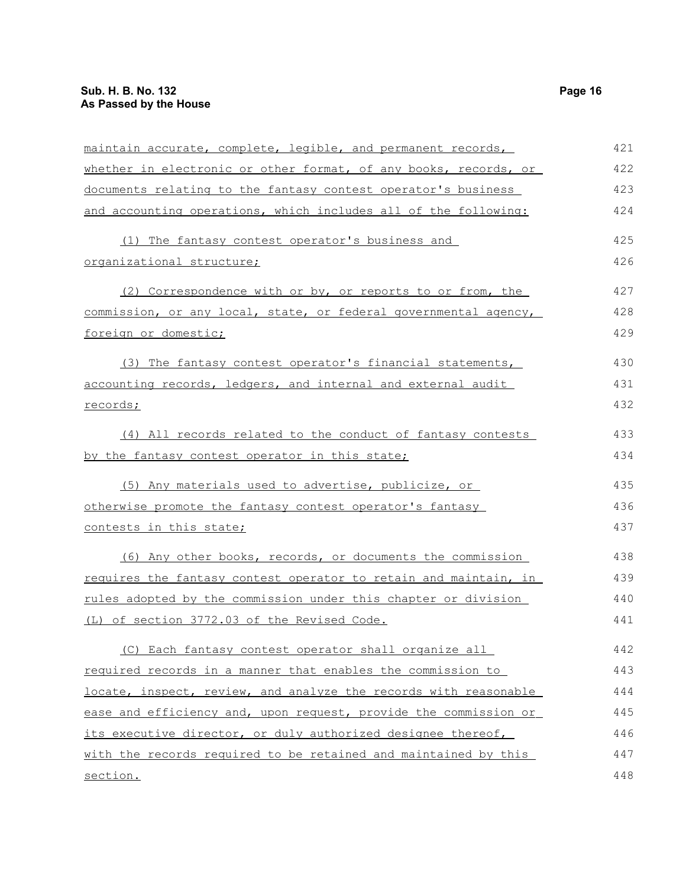maintain accurate, complete, legible, and permanent records, whether in electronic or other format, of any books, records, or documents relating to the fantasy contest operator's business and accounting operations, which includes all of the following:

(1) The fantasy contest operator's business and organizational structure;

(2) Correspondence with or by, or reports to or from, the commission, or any local, state, or federal governmental agency, foreign or domestic;

(3) The fantasy contest operator's financial statements, accounting records, ledgers, and internal and external audit records;

(4) All records related to the conduct of fantasy contests by the fantasy contest operator in this state;

(5) Any materials used to advertise, publicize, or otherwise promote the fantasy contest operator's fantasy contests in this state;

(6) Any other books, records, or documents the commission requires the fantasy contest operator to retain and maintain, in rules adopted by the commission under this chapter or division (L) of section 3772.03 of the Revised Code.

(C) Each fantasy contest operator shall organize all required records in a manner that enables the commission to locate, inspect, review, and analyze the records with reasonable ease and efficiency and, upon request, provide the commission or its executive director, or duly authorized designee thereof, with the records required to be retained and maintained by this section.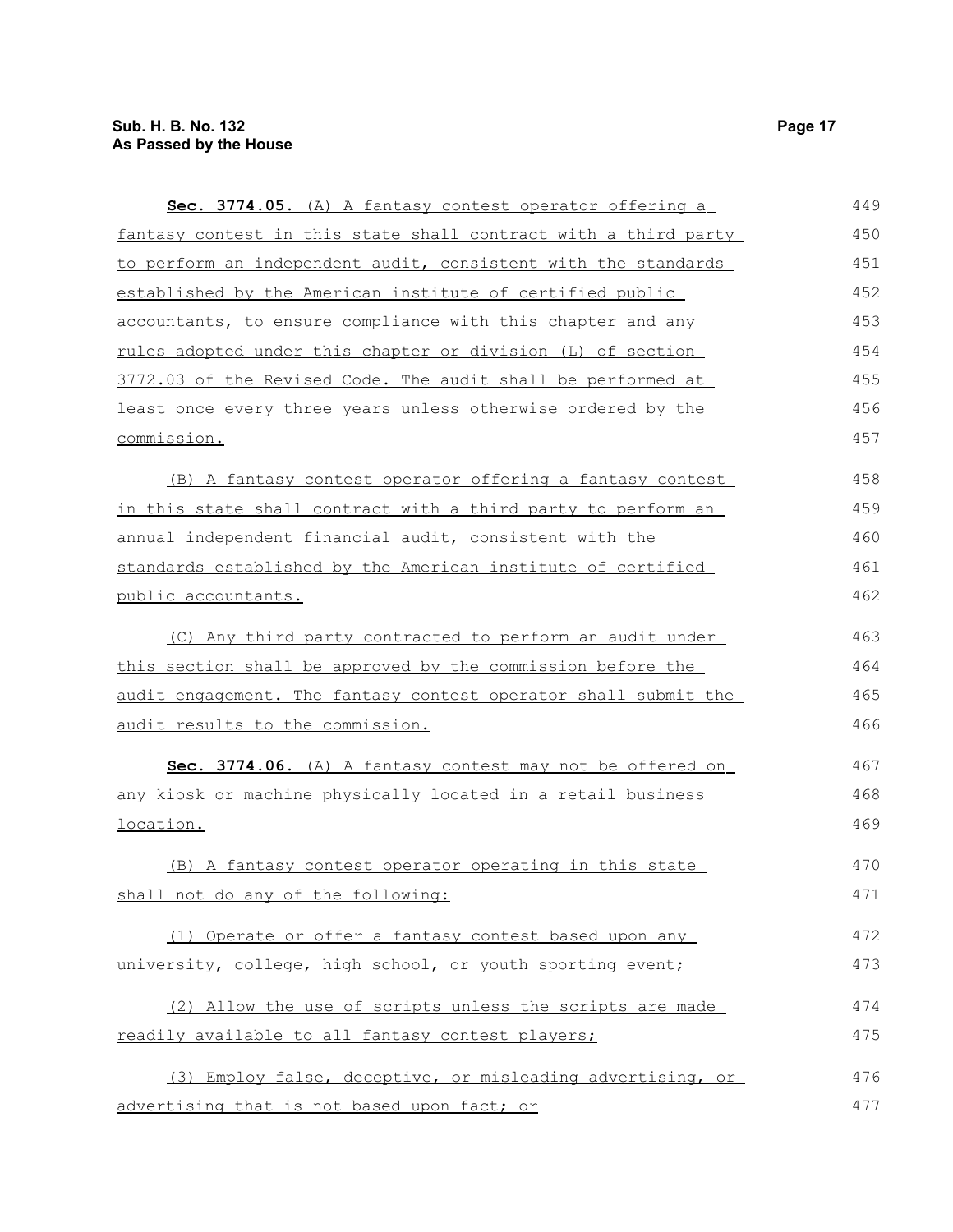**Sec. 3774.05.** (A) A fantasy contest operator offering a fantasy contest in this state shall contract with a third party to perform an independent audit, consistent with the standards established by the American institute of certified public accountants, to ensure compliance with this chapter and any rules adopted under this chapter or division (L) of section 3772.03 of the Revised Code. The audit shall be performed at least once every three years unless otherwise ordered by the commission.

(B) A fantasy contest operator offering a fantasy contest in this state shall contract with a third party to perform an annual independent financial audit, consistent with the standards established by the American institute of certified public accountants.

(C) Any third party contracted to perform an audit under this section shall be approved by the commission before the audit engagement. The fantasy contest operator shall submit the audit results to the commission.

**Sec. 3774.06.** (A) A fantasy contest may not be offered on any kiosk or machine physically located in a retail business location.

(B) A fantasy contest operator operating in this state shall not do any of the following:

(1) Operate or offer a fantasy contest based upon any university, college, high school, or youth sporting event;

(2) Allow the use of scripts unless the scripts are made readily available to all fantasy contest players;

(3) Employ false, deceptive, or misleading advertising, or advertising that is not based upon fact; or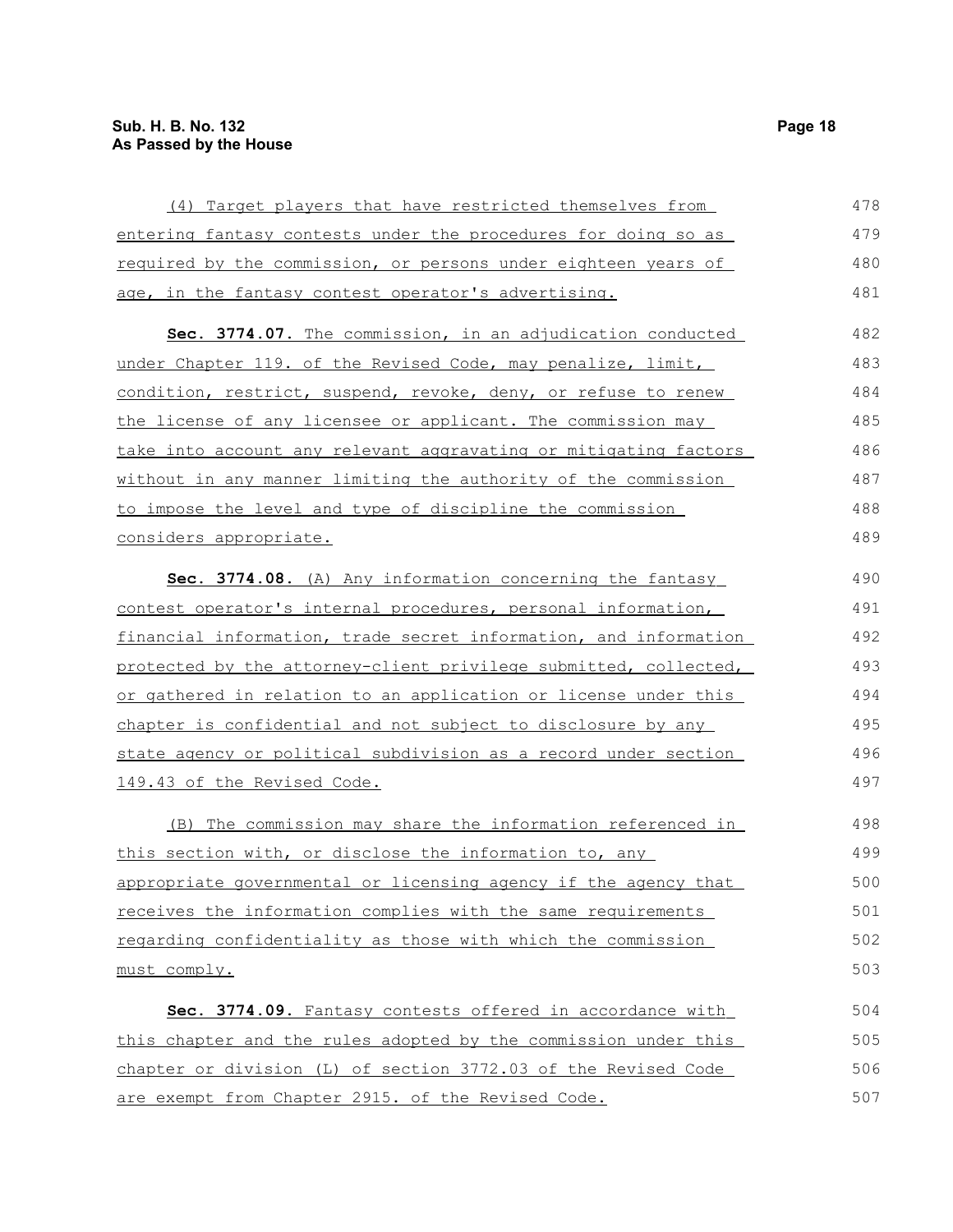(4) Target players that have restricted themselves from entering fantasy contests under the procedures for doing so as required by the commission, or persons under eighteen years of age, in the fantasy contest operator's advertising.

**Sec. 3774.07.** The commission, in an adjudication conducted under Chapter 119. of the Revised Code, may penalize, limit, condition, restrict, suspend, revoke, deny, or refuse to renew the license of any licensee or applicant. The commission may take into account any relevant aggravating or mitigating factors without in any manner limiting the authority of the commission to impose the level and type of discipline the commission considers appropriate.

**Sec. 3774.08.** (A) Any information concerning the fantasy contest operator's internal procedures, personal information, financial information, trade secret information, and information protected by the attorney-client privilege submitted, collected, or gathered in relation to an application or license under this chapter is confidential and not subject to disclosure by any state agency or political subdivision as a record under section 149.43 of the Revised Code.

(B) The commission may share the information referenced in this section with, or disclose the information to, any appropriate governmental or licensing agency if the agency that receives the information complies with the same requirements regarding confidentiality as those with which the commission must comply.

**Sec. 3774.09.** Fantasy contests offered in accordance with this chapter and the rules adopted by the commission under this chapter or division (L) of section 3772.03 of the Revised Code are exempt from Chapter 2915. of the Revised Code.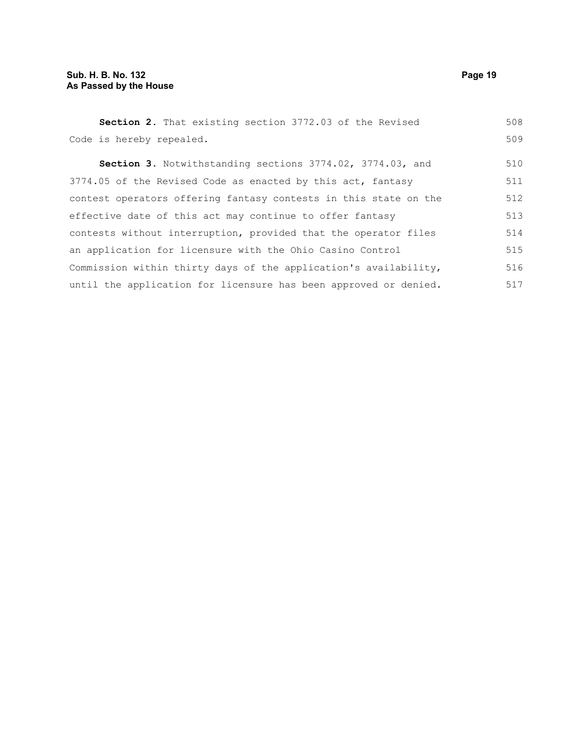**Section 2.** That existing section 3772.03 of the Revised Code is hereby repealed.

**Section 3.** Notwithstanding sections 3774.02, 3774.03, and 3774.05 of the Revised Code as enacted by this act, fantasy contest operators offering fantasy contests in this state on the effective date of this act may continue to offer fantasy contests without interruption, provided that the operator files an application for licensure with the Ohio Casino Control Commission within thirty days of the application's availability, until the application for licensure has been approved or denied.